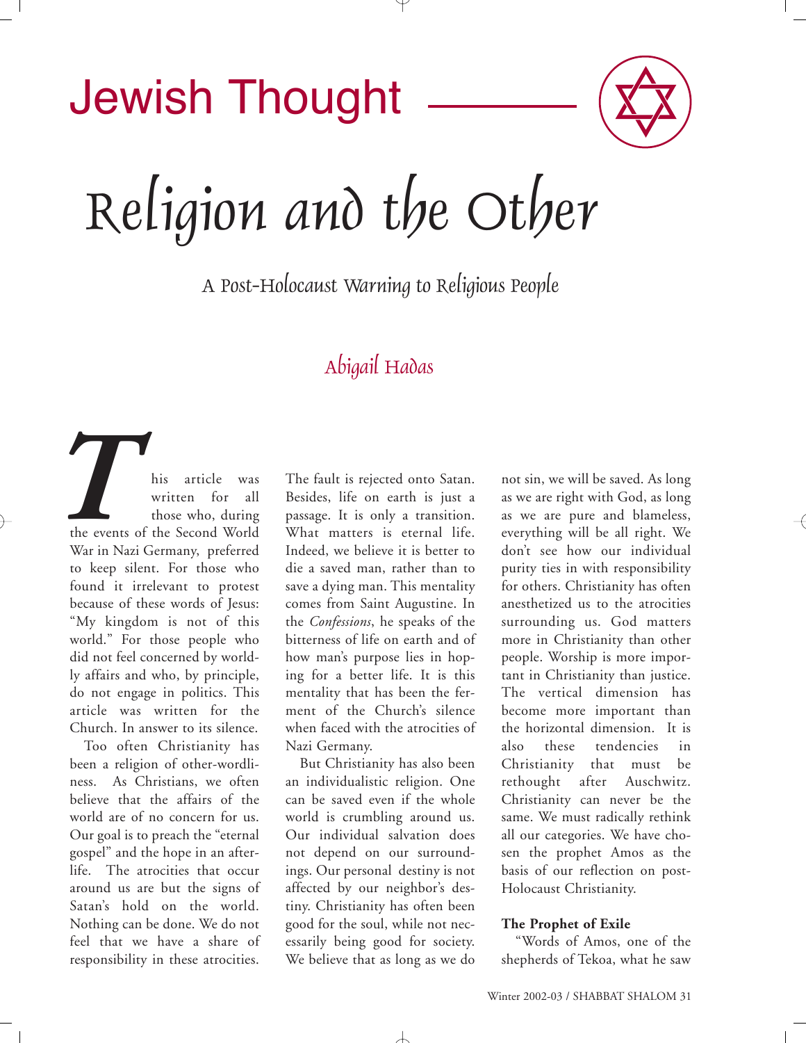Jewish Thought

# Religion and the Other

## A Post-Holocaust Warning to Religious People

### Abigail Hadas

This article was written for all those who, during the events of the Second World War in Nazi Germany, preferred to keep silent. For those who found it irrelevant to protest because of these words of Jesus: "My kingdom is not of this world." For those people who did not feel concerned by worldly affairs and who, by principle, do not engage in politics. This article was written for the Church. In answer to its silence.

Too often Christianity has been a religion of other-wordliness. As Christians, we often believe that the affairs of the world are of no concern for us. Our goal is to preach the "eternal gospel" and the hope in an afterlife. The atrocities that occur around us are but the signs of Satan's hold on the world. Nothing can be done. We do not feel that we have a share of responsibility in these atrocities. The fault is rejected onto Satan. Besides, life on earth is just a passage. It is only a transition. What matters is eternal life. Indeed, we believe it is better to die a saved man, rather than to save a dying man. This mentality comes from Saint Augustine. In the *Confessions*, he speaks of the bitterness of life on earth and of how man's purpose lies in hoping for a better life. It is this mentality that has been the ferment of the Church's silence when faced with the atrocities of Nazi Germany.

But Christianity has also been an individualistic religion. One can be saved even if the whole world is crumbling around us. Our individual salvation does not depend on our surroundings. Our personal destiny is not affected by our neighbor's destiny. Christianity has often been good for the soul, while not necessarily being good for society. We believe that as long as we do not sin, we will be saved. As long as we are right with God, as long as we are pure and blameless, everything will be all right. We don't see how our individual purity ties in with responsibility for others. Christianity has often anesthetized us to the atrocities surrounding us. God matters more in Christianity than other people. Worship is more important in Christianity than justice. The vertical dimension has become more important than the horizontal dimension. It is also these tendencies in Christianity that must be rethought after Auschwitz. Christianity can never be the same. We must radically rethink all our categories. We have chosen the prophet Amos as the basis of our reflection on post-Holocaust Christianity.

**The Prophet of Exile**

"Words of Amos, one of the shepherds of Tekoa, what he saw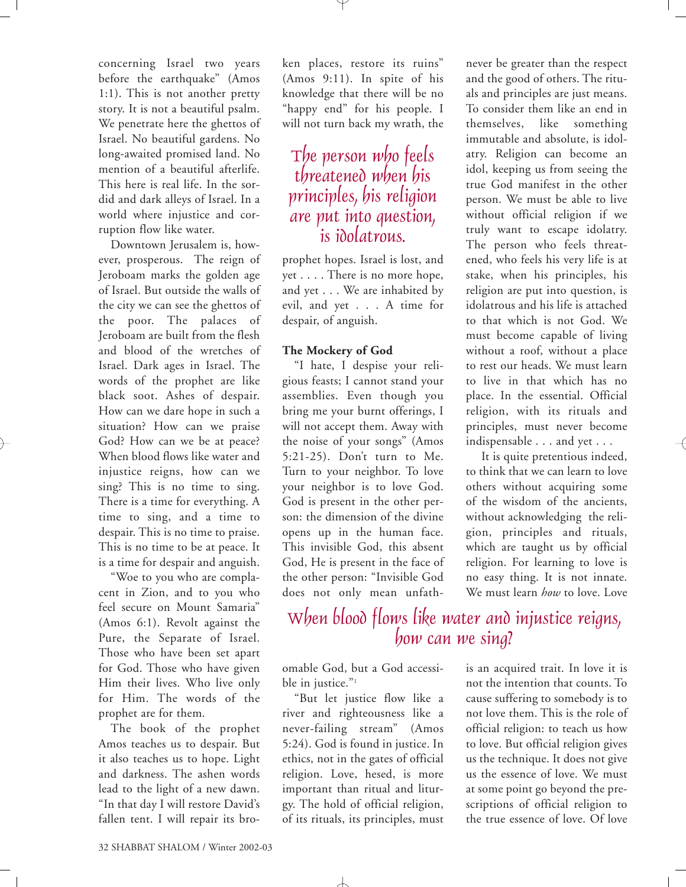concerning Israel two years before the earthquake" (Amos 1:1). This is not another pretty story. It is not a beautiful psalm. We penetrate here the ghettos of Israel. No beautiful gardens. No long-awaited promised land. No mention of a beautiful afterlife. This here is real life. In the sordid and dark alleys of Israel. In a world where injustice and corruption flow like water.

Downtown Jerusalem is, however, prosperous. The reign of Jeroboam marks the golden age of Israel. But outside the walls of the city we can see the ghettos of the poor. The palaces of Jeroboam are built from the flesh and blood of the wretches of Israel. Dark ages in Israel. The words of the prophet are like black soot. Ashes of despair. How can we dare hope in such a situation? How can we praise God? How can we be at peace? When blood flows like water and injustice reigns, how can we sing? This is no time to sing. There is a time for everything. A time to sing, and a time to despair. This is no time to praise. This is no time to be at peace. It is a time for despair and anguish.

"Woe to you who are complacent in Zion, and to you who feel secure on Mount Samaria" (Amos 6:1). Revolt against the Pure, the Separate of Israel. Those who have been set apart for God. Those who have given Him their lives. Who live only for Him. The words of the prophet are for them.

The book of the prophet Amos teaches us to despair. But it also teaches us to hope. Light and darkness. The ashen words lead to the light of a new dawn. "In that day I will restore David's fallen tent. I will repair its broken places, restore its ruins" (Amos 9:11). In spite of his knowledge that there will be no "happy end" for his people. I will not turn back my wrath, the prophet hopes. Israel is lost, and yet . . . . There is no more hope, and yet . . . We are inhabited by evil, and yet . . . A time for despair, of anguish.

> The person who feels threatened when his principles, his religion are put into question, is idolatrous.

### The Mockery of God

"I hate, I despise your religious feasts; I cannot stand your assemblies. Even though you bring me your burnt offerings, I will not accept them. Away with the noise of your songs" (Amos 5:21-25). Don't turn to Me. Turn to your neighbor. To love your neighbor is to love God. God is present in the other person: the dimension of the divine opens up in the human face. This invisible God, this absent God, He is present in the face of the other person: "Invisible God does not only mean unfathomable God, but a God accessible in justice."[1]

"But let justice flow like a river and righteousness like a never-failing stream" (Amos 5:24). God is found in justice. In ethics, not in the gates of official religion. Love, hesed, is more important than ritual and liturgy. The hold of official religion, of its rituals, its principles, must never be greater than the respect and the good of others. The rituals and principles are just means. To consider them like an end in themselves, like something immutable and absolute, is idolatry. Religion can become an idol, keeping us from seeing the true God manifest in the other person. We must be able to live without official religion if we truly want to escape idolatry. The person who feels threatened, who feels his very life is at stake, when his principles, his religion are put into question, is idolatrous and his life is attached to that which is not God. We must become capable of living without a roof, without a place to rest our heads. We must learn to live in that which has no place. In the essential. Official religion, with its rituals and principles, must never become indispensable . . . and yet . . .

It is quite pretentious indeed, to think that we can learn to love others without acquiring some of the wisdom of the ancients, without acknowledging the religion, principles and rituals, which are taught us by official religion. For learning to love is no easy thing. It is not innate. We must learn *how* to love. Love is an acquired trait. In love it is not the intention that counts. To cause suffering to somebody is to not love them. This is the role of official religion: to teach us how to love. But official religion gives us the technique. It does not give us the essence of love. We must at some point go beyond the prescriptions of official religion to the true essence of love. Of love

> When blood flows like water and injustice reigns, how can we sing?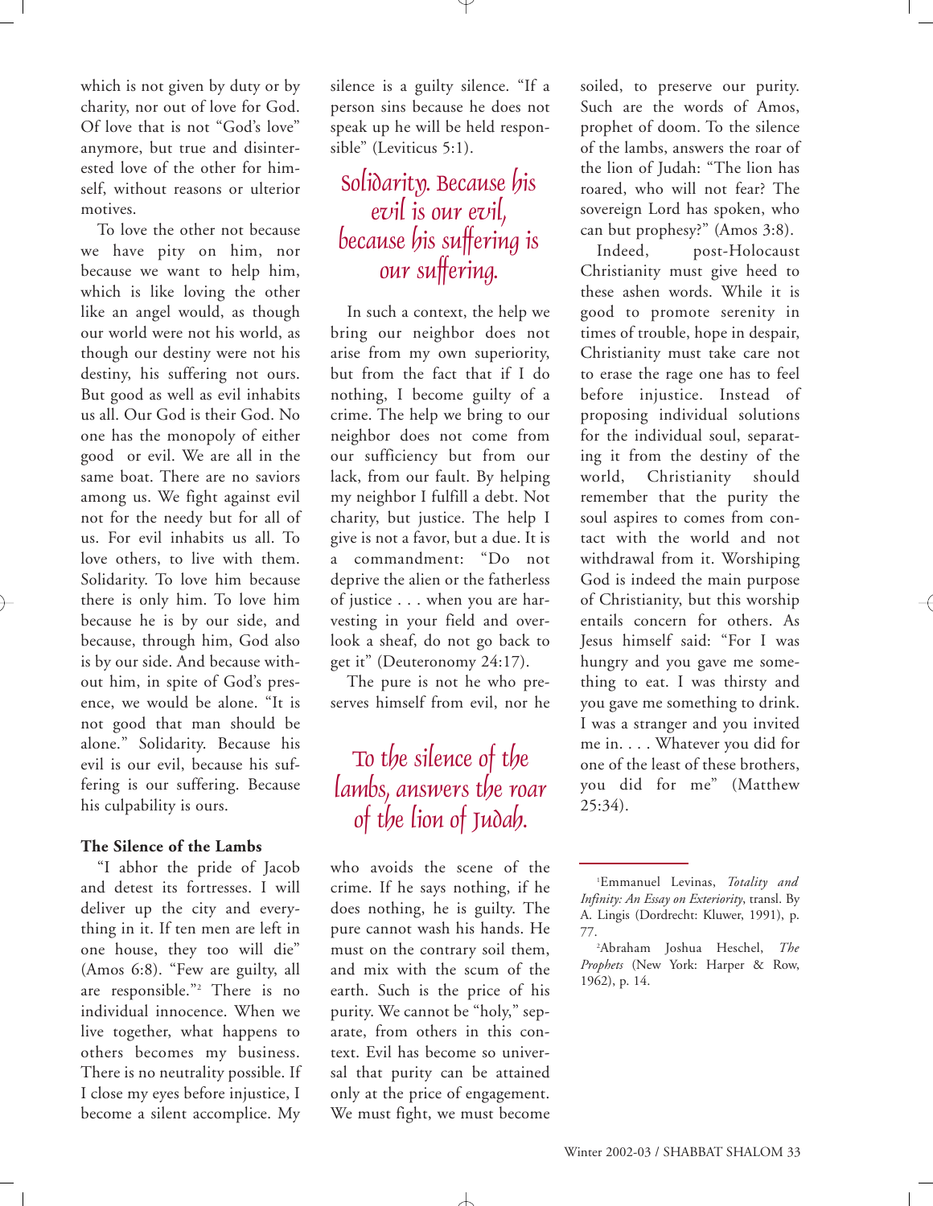which is not given by duty or by charity, nor out of love for God. Of love that is not "God's love" anymore, but true and disinterested love of the other for himself, without reasons or ulterior motives.

To love the other not because we have pity on him, nor because we want to help him, which is like loving the other like an angel would, as though our world were not his world, as though our destiny were not his destiny, his suffering not ours. But good as well as evil inhabits us all. Our God is their God. No one has the monopoly of either good or evil. We are all in the same boat. There are no saviors among us. We fight against evil not for the needy but for all of us. For evil inhabits us all. To love others, to live with them. Solidarity. To love him because there is only him. To love him because he is by our side, and because, through him, God also is by our side. And because without him, in spite of God's presence, we would be alone. "It is not good that man should be alone." Solidarity. Because his evil is our evil, because his suffering is our suffering. Because his culpability is ours.

### The Silence of the Lambs

"I abhor the pride of Jacob and detest its fortresses. I will deliver up the city and everything in it. If ten men are left in one house, they too will die" (Amos 6:8). "Few are guilty, all are responsible."[2] There is no individual innocence. When we live together, what happens to others becomes my business. There is no neutrality possible. If I close my eyes before injustice, I become a silent accomplice. My silence is a guilty silence. "If a person sins because he does not speak up he will be held responsible" (Leviticus 5:1).

> *Solidarity. Because his evil is our evil, because his suffering is our suffering.*

In such a context, the help we bring our neighbor does not arise from my own superiority, but from the fact that if I do nothing, I become guilty of a crime. The help we bring to our neighbor does not come from our sufficiency but from our lack, from our fault. By helping my neighbor I fulfill a debt. Not charity, but justice. The help I give is not a favor, but a due. It is a commandment: "Do not deprive the alien or the fatherless of justice . . . when you are harvesting in your field and overlook a sheaf, do not go back to get it" (Deuteronomy 24:17).

The pure is not he who preserves himself from evil, nor he who avoids the scene of the crime. If he says nothing, if he does nothing, he is guilty. The pure cannot wash his hands. He must on the contrary soil them, and mix with the scum of the earth. Such is the price of his purity. We cannot be "holy," separate, from others in this context. Evil has become so universal that purity can be attained only at the price of engagement. We must fight, we must become soiled, to preserve our purity. Such are the words of Amos, prophet of doom. To the silence of the lambs, answers the roar of the lion of Judah: "The lion has roared, who will not fear? The sovereign Lord has spoken, who can but prophesy?" (Amos 3:8).

> *To the silence of the lambs, answers the roar of the lion of Judah.*

Indeed, post-Holocaust Christianity must give heed to these ashen words. While it is good to promote serenity in times of trouble, hope in despair, Christianity must take care not to erase the rage one has to feel before injustice. Instead of proposing individual solutions for the individual soul, separating it from the destiny of the world, Christianity should remember that the purity the soul aspires to comes from contact with the world and not withdrawal from it. Worshiping God is indeed the main purpose of Christianity, but this worship entails concern for others. As Jesus himself said: "For I was hungry and you gave me something to eat. I was thirsty and you gave me something to drink. I was a stranger and you invited me in. . . . Whatever you did for one of the least of these brothers, you did for me" (Matthew 25:34).

---

[1] Emmanuel Levinas, *Totality and Infinity: An Essay on Exteriority*, transl. By A. Lingis (Dordrecht: Kluwer, 1991), p. 77.

[2] Abraham Joshua Heschel, *The Prophets* (New York: Harper & Row, 1962), p. 14.